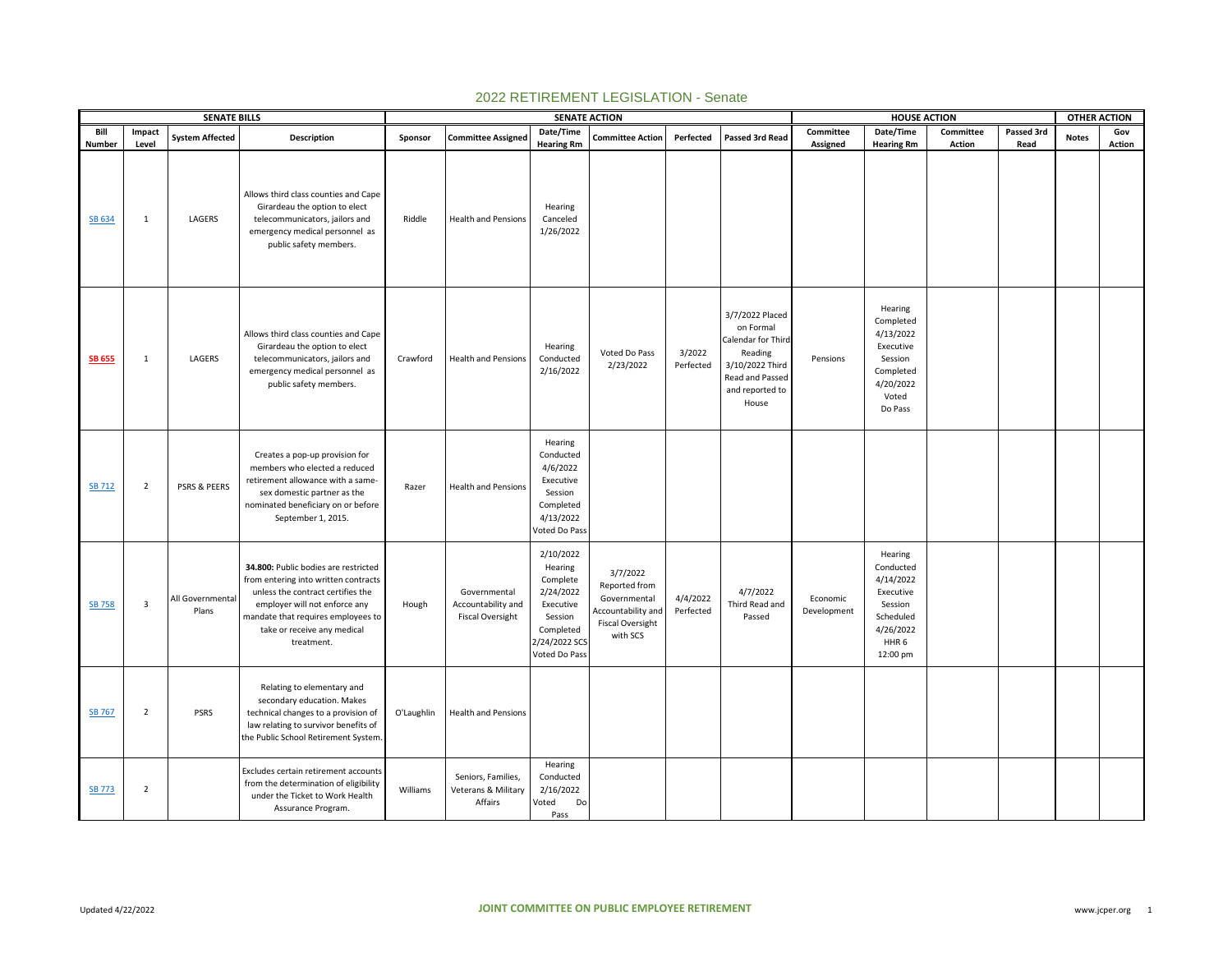# 2022 RETIREMENT LEGISLATION - Senate

| SENATE BILLS | | | | SENATE ACTION | | | | | | HOUSE ACTION | | | | OTHER ACTION | |
|---|---|---|---|---|---|---|---|---|---|---|---|---|---|---|---|
| Bill Number | Impact Level | System Affected | Description | Sponsor | Committee Assigned | Date/Time Hearing Rm | Committee Action | Perfected | Passed 3rd Read | Committee Assigned | Date/Time Hearing Rm | Committee Action | Passed 3rd Read | Notes | Gov Action |
| SB 634 | 1 | LAGERS | Allows third class counties and Cape Girardeau the option to elect telecommunicators, jailors and emergency medical personnel as public safety members. | Riddle | Health and Pensions | Hearing Canceled 1/26/2022 | | | | | | | | | |
| **SB 655** | 1 | LAGERS | Allows third class counties and Cape Girardeau the option to elect telecommunicators, jailors and emergency medical personnel as public safety members. | Crawford | Health and Pensions | Hearing Conducted 2/16/2022 | Voted Do Pass 2/23/2022 | 3/2022 Perfected | 3/7/2022 Placed on Formal Calendar for Third Reading 3/10/2022 Third Read and Passed and reported to House | Pensions | Hearing Completed 4/13/2022 Executive Session Completed 4/20/2022 Voted Do Pass | | | | |
| SB 712 | 2 | PSRS & PEERS | Creates a pop-up provision for members who elected a reduced retirement allowance with a same-sex domestic partner as the nominated beneficiary on or before September 1, 2015. | Razer | Health and Pensions | Hearing Conducted 4/6/2022 Executive Session Completed 4/13/2022 Voted Do Pass | | | | | | | | | |
| SB 758 | 3 | All Governmental Plans | **34.800:** Public bodies are restricted from entering into written contracts unless the contract certifies the employer will not enforce any mandate that requires employees to take or receive any medical treatment. | Hough | Governmental Accountability and Fiscal Oversight | 2/10/2022 Hearing Complete 2/24/2022 Executive Session Completed 2/24/2022 SCS Voted Do Pass | 3/7/2022 Reported from Governmental Accountability and Fiscal Oversight with SCS | 4/4/2022 Perfected | 4/7/2022 Third Read and Passed | Economic Development | Hearing Conducted 4/14/2022 Executive Session Scheduled 4/26/2022 HHR 6 12:00 pm | | | | |
| SB 767 | 2 | PSRS | Relating to elementary and secondary education. Makes technical changes to a provision of law relating to survivor benefits of the Public School Retirement System. | O'Laughlin | Health and Pensions | | | | | | | | | | |
| SB 773 | 2 | | Excludes certain retirement accounts from the determination of eligibility under the Ticket to Work Health Assurance Program. | Williams | Seniors, Families, Veterans & Military Affairs | Hearing Conducted 2/16/2022 Voted Do Pass | | | | | | | | | |

Updated 4/22/2022

JOINT COMMITTEE ON PUBLIC EMPLOYEE RETIREMENT

www.jcper.org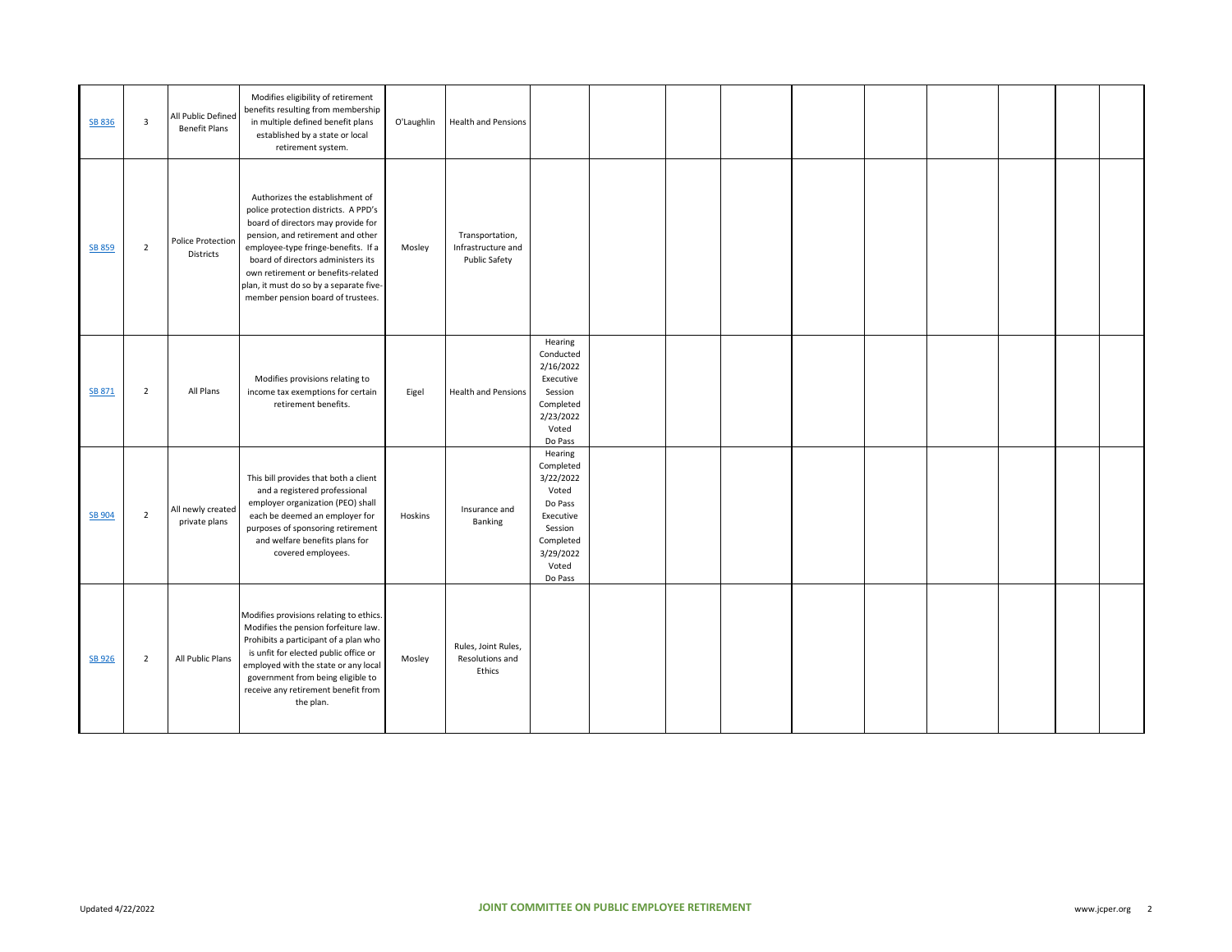| | | | | | | | | | | | | | | | |
|---|---|---|---|---|---|---|---|---|---|---|---|---|---|---|---|
| SB 836 | 3 | All Public Defined Benefit Plans | Modifies eligibility of retirement benefits resulting from membership in multiple defined benefit plans established by a state or local retirement system. | O'Laughlin | Health and Pensions | | | | | | | | | | |
| SB 859 | 2 | Police Protection Districts | Authorizes the establishment of police protection districts. A PPD's board of directors may provide for pension, and retirement and other employee-type fringe-benefits. If a board of directors administers its own retirement or benefits-related plan, it must do so by a separate five-member pension board of trustees. | Mosley | Transportation, Infrastructure and Public Safety | | | | | | | | | | |
| SB 871 | 2 | All Plans | Modifies provisions relating to income tax exemptions for certain retirement benefits. | Eigel | Health and Pensions | Hearing Conducted 2/16/2022 Executive Session Completed 2/23/2022 Voted Do Pass | | | | | | | | | |
| SB 904 | 2 | All newly created private plans | This bill provides that both a client and a registered professional employer organization (PEO) shall each be deemed an employer for purposes of sponsoring retirement and welfare benefits plans for covered employees. | Hoskins | Insurance and Banking | Hearing Completed 3/22/2022 Voted Do Pass Executive Session Completed 3/29/2022 Voted Do Pass | | | | | | | | | |
| SB 926 | 2 | All Public Plans | Modifies provisions relating to ethics. Modifies the pension forfeiture law. Prohibits a participant of a plan who is unfit for elected public office or employed with the state or any local government from being eligible to receive any retirement benefit from the plan. | Mosley | Rules, Joint Rules, Resolutions and Ethics | | | | | | | | | | |

Updated 4/22/2022 JOINT COMMITTEE ON PUBLIC EMPLOYEE RETIREMENT www.jcper.org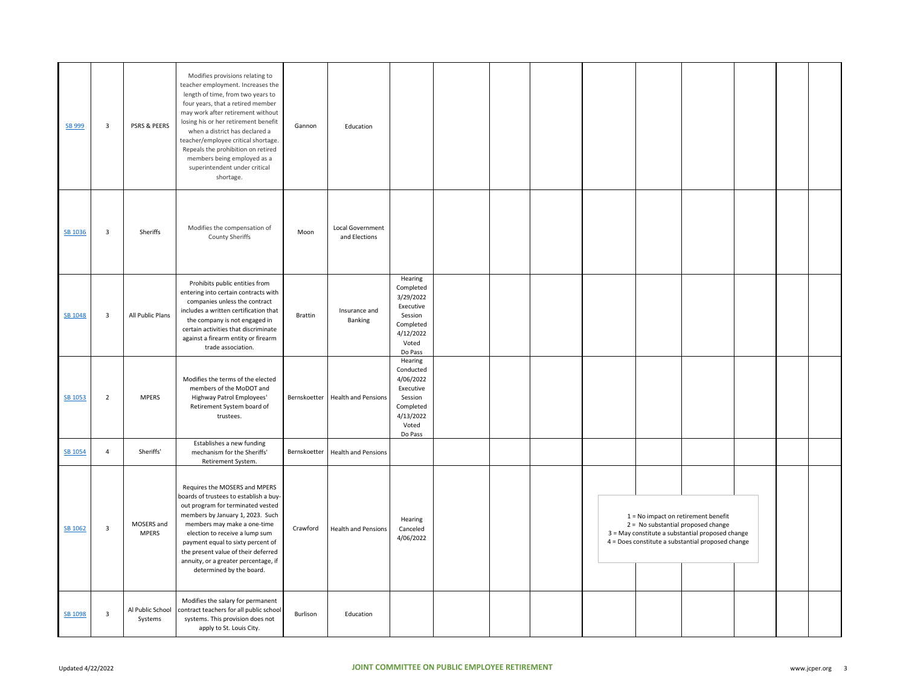| | | | | | | | | | | | | | | | |
|---|---|---|---|---|---|---|---|---|---|---|---|---|---|---|---|
| SB 999 | 3 | PSRS & PEERS | Modifies provisions relating to teacher employment. Increases the length of time, from two years to four years, that a retired member may work after retirement without losing his or her retirement benefit when a district has declared a teacher/employee critical shortage. Repeals the prohibition on retired members being employed as a superintendent under critical shortage. | Gannon | Education | | | | | | | | | | |
| SB 1036 | 3 | Sheriffs | Modifies the compensation of County Sheriffs | Moon | Local Government and Elections | | | | | | | | | | |
| SB 1048 | 3 | All Public Plans | Prohibits public entities from entering into certain contracts with companies unless the contract includes a written certification that the company is not engaged in certain activities that discriminate against a firearm entity or firearm trade association. | Brattin | Insurance and Banking | Hearing Completed 3/29/2022 Executive Session Completed 4/12/2022 Voted Do Pass | | | | | | | | | |
| SB 1053 | 2 | MPERS | Modifies the terms of the elected members of the MoDOT and Highway Patrol Employees' Retirement System board of trustees. | Bernskoetter | Health and Pensions | Hearing Conducted 4/06/2022 Executive Session Completed 4/13/2022 Voted Do Pass | | | | | | | | | |
| SB 1054 | 4 | Sheriffs' | Establishes a new funding mechanism for the Sheriffs' Retirement System. | Bernskoetter | Health and Pensions | | | | | | | | | | |
| SB 1062 | 3 | MOSERS and MPERS | Requires the MOSERS and MPERS boards of trustees to establish a buy-out program for terminated vested members by January 1, 2023. Such members may make a one-time election to receive a lump sum payment equal to sixty percent of the present value of their deferred annuity, or a greater percentage, if determined by the board. | Crawford | Health and Pensions | Hearing Canceled 4/06/2022 | | | | | | | | | |
| SB 1098 | 3 | Al Public School Systems | Modifies the salary for permanent contract teachers for all public school systems. This provision does not apply to St. Louis City. | Burlison | Education | | | | | | | | | | |

1 = No impact on retirement benefit
2 = No substantial proposed change
3 = May constitute a substantial proposed change
4 = Does constitute a substantial proposed change

Updated 4/22/2022 — JOINT COMMITTEE ON PUBLIC EMPLOYEE RETIREMENT — www.jcper.org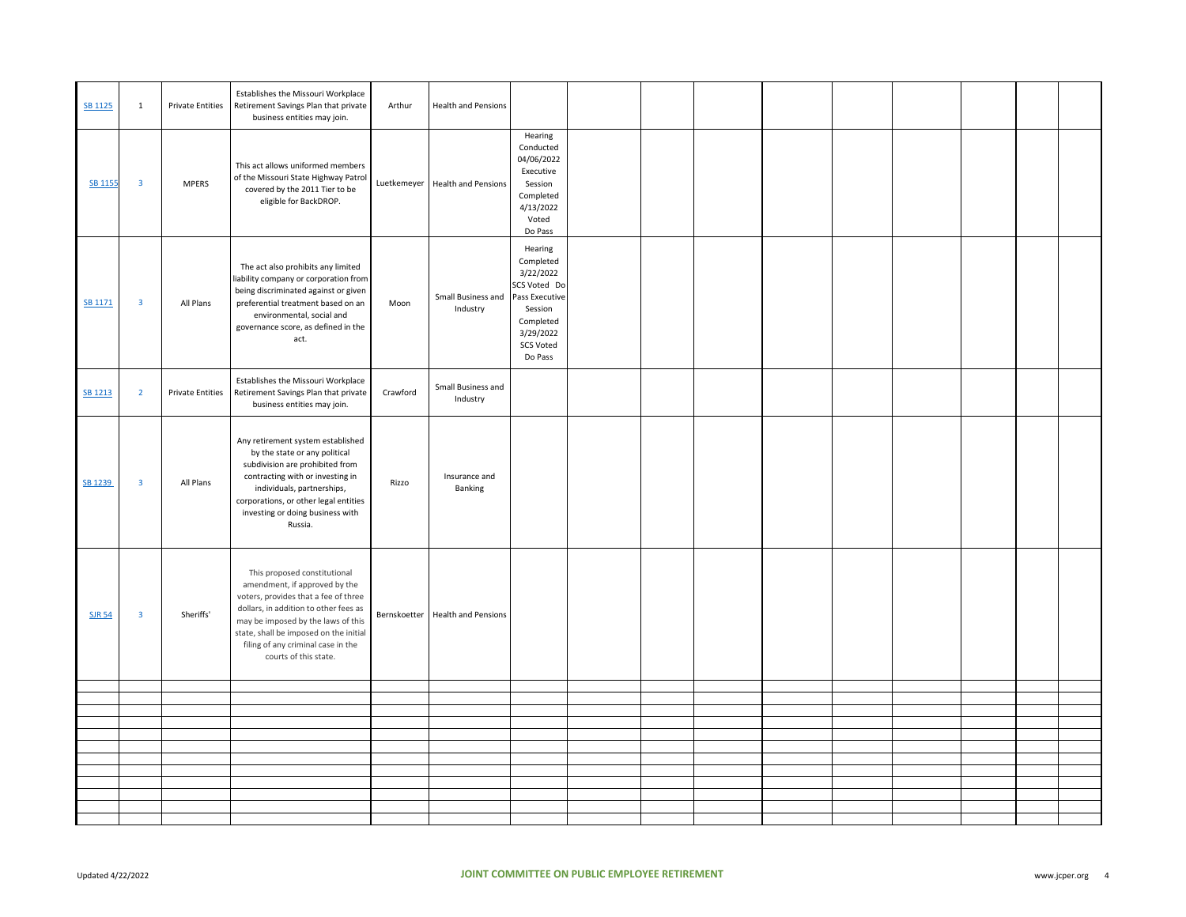| | | | | | | | | | | | | | | | | |
|---|---|---|---|---|---|---|---|---|---|---|---|---|---|---|---|---|
| SB 1125 | 1 | Private Entities | Establishes the Missouri Workplace Retirement Savings Plan that private business entities may join. | Arthur | Health and Pensions | | | | | | | | | | | |
| SB 1155 | 3 | MPERS | This act allows uniformed members of the Missouri State Highway Patrol covered by the 2011 Tier to be eligible for BackDROP. | Luetkemeyer | Health and Pensions | Hearing Conducted 04/06/2022 Executive Session Completed 4/13/2022 Voted Do Pass | | | | | | | | | | |
| SB 1171 | 3 | All Plans | The act also prohibits any limited liability company or corporation from being discriminated against or given preferential treatment based on an environmental, social and governance score, as defined in the act. | Moon | Small Business and Industry | Hearing Completed 3/22/2022 SCS Voted Do Pass Executive Session Completed 3/29/2022 SCS Voted Do Pass | | | | | | | | | | |
| SB 1213 | 2 | Private Entities | Establishes the Missouri Workplace Retirement Savings Plan that private business entities may join. | Crawford | Small Business and Industry | | | | | | | | | | | |
| SB 1239 | 3 | All Plans | Any retirement system established by the state or any political subdivision are prohibited from contracting with or investing in individuals, partnerships, corporations, or other legal entities investing or doing business with Russia. | Rizzo | Insurance and Banking | | | | | | | | | | | |
| SJR 54 | 3 | Sheriffs' | This proposed constitutional amendment, if approved by the voters, provides that a fee of three dollars, in addition to other fees as may be imposed by the laws of this state, shall be imposed on the initial filing of any criminal case in the courts of this state. | Bernskoetter | Health and Pensions | | | | | | | | | | | |
| | | | | | | | | | | | | | | | | |
| | | | | | | | | | | | | | | | | |
| | | | | | | | | | | | | | | | | |
| | | | | | | | | | | | | | | | | |
| | | | | | | | | | | | | | | | | |
| | | | | | | | | | | | | | | | | |
| | | | | | | | | | | | | | | | | |
| | | | | | | | | | | | | | | | | |
| | | | | | | | | | | | | | | | | |
| | | | | | | | | | | | | | | | | |
| | | | | | | | | | | | | | | | | |
| | | | | | | | | | | | | | | | | |

Updated 4/22/2022 **JOINT COMMITTEE ON PUBLIC EMPLOYEE RETIREMENT** www.jcper.org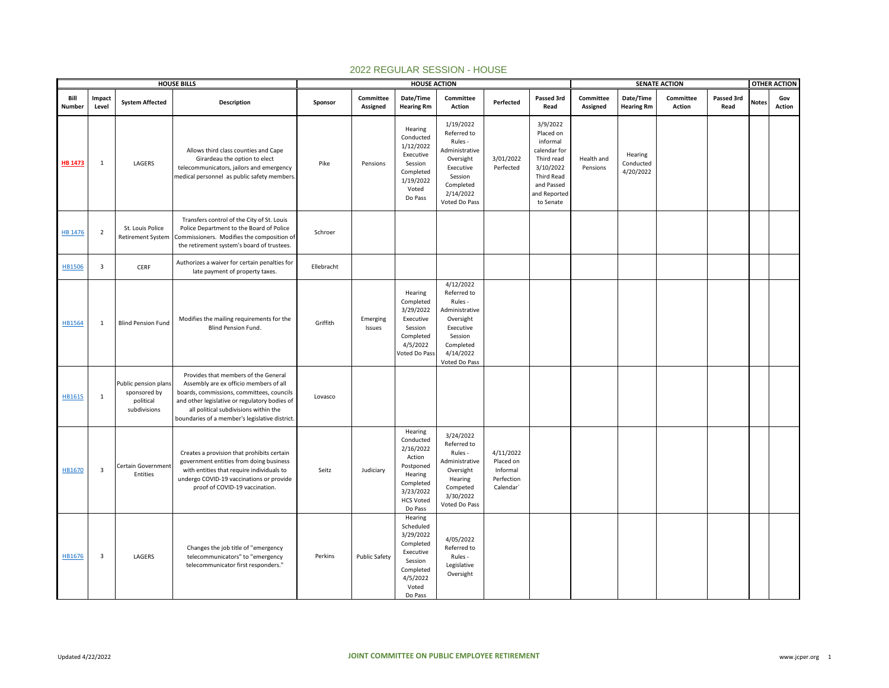# 2022 REGULAR SESSION - HOUSE

| HOUSE BILLS | | | | HOUSE ACTION | | | | | | SENATE ACTION | | | | OTHER ACTION | |
|---|---|---|---|---|---|---|---|---|---|---|---|---|---|---|---|
| Bill Number | Impact Level | System Affected | Description | Sponsor | Committee Assigned | Date/Time Hearing Rm | Committee Action | Perfected | Passed 3rd Read | Committee Assigned | Date/Time Hearing Rm | Committee Action | Passed 3rd Read | Notes | Gov Action |
| HB 1473 | 1 | LAGERS | Allows third class counties and Cape Girardeau the option to elect telecommunicators, jailors and emergency medical personnel as public safety members. | Pike | Pensions | Hearing Conducted 1/12/2022 Executive Session Completed 1/19/2022 Voted Do Pass | 1/19/2022 Referred to Rules - Administrative Oversight Executive Session Completed 2/14/2022 Voted Do Pass | 3/01/2022 Perfected | 3/9/2022 Placed on informal calendar for Third read 3/10/2022 Third Read and Passed and Reported to Senate | Health and Pensions | Hearing Conducted 4/20/2022 | | | | |
| HB 1476 | 2 | St. Louis Police Retirement System | Transfers control of the City of St. Louis Police Department to the Board of Police Commissioners. Modifies the composition of the retirement system's board of trustees. | Schroer | | | | | | | | | | | |
| HB1506 | 3 | CERF | Authorizes a waiver for certain penalties for late payment of property taxes. | Ellebracht | | | | | | | | | | | |
| HB1564 | 1 | Blind Pension Fund | Modifies the mailing requirements for the Blind Pension Fund. | Griffith | Emerging Issues | Hearing Completed 3/29/2022 Executive Session Completed 4/5/2022 Voted Do Pass | 4/12/2022 Referred to Rules - Administrative Oversight Executive Session Completed 4/14/2022 Voted Do Pass | | | | | | | | |
| HB1615 | 1 | Public pension plans sponsored by political subdivisions | Provides that members of the General Assembly are ex officio members of all boards, commissions, committees, councils and other legislative or regulatory bodies of all political subdivisions within the boundaries of a member's legislative district. | Lovasco | | | | | | | | | | | |
| HB1670 | 3 | Certain Government Entities | Creates a provision that prohibits certain government entities from doing business with entities that require individuals to undergo COVID-19 vaccinations or provide proof of COVID-19 vaccination. | Seitz | Judiciary | Hearing Conducted 2/16/2022 Action Postponed Hearing Completed 3/23/2022 HCS Voted Do Pass | 3/24/2022 Referred to Rules - Administrative Oversight Hearing Competed 3/30/2022 Voted Do Pass | 4/11/2022 Placed on Informal Perfection Calendar` | | | | | | | |
| HB1676 | 3 | LAGERS | Changes the job title of "emergency telecommunicators" to "emergency telecommunicator first responders." | Perkins | Public Safety | Hearing Scheduled 3/29/2022 Completed Executive Session Completed 4/5/2022 Voted Do Pass | 4/05/2022 Referred to Rules - Legislative Oversight | | | | | | | | |

Updated 4/22/2022 — JOINT COMMITTEE ON PUBLIC EMPLOYEE RETIREMENT — www.jcper.org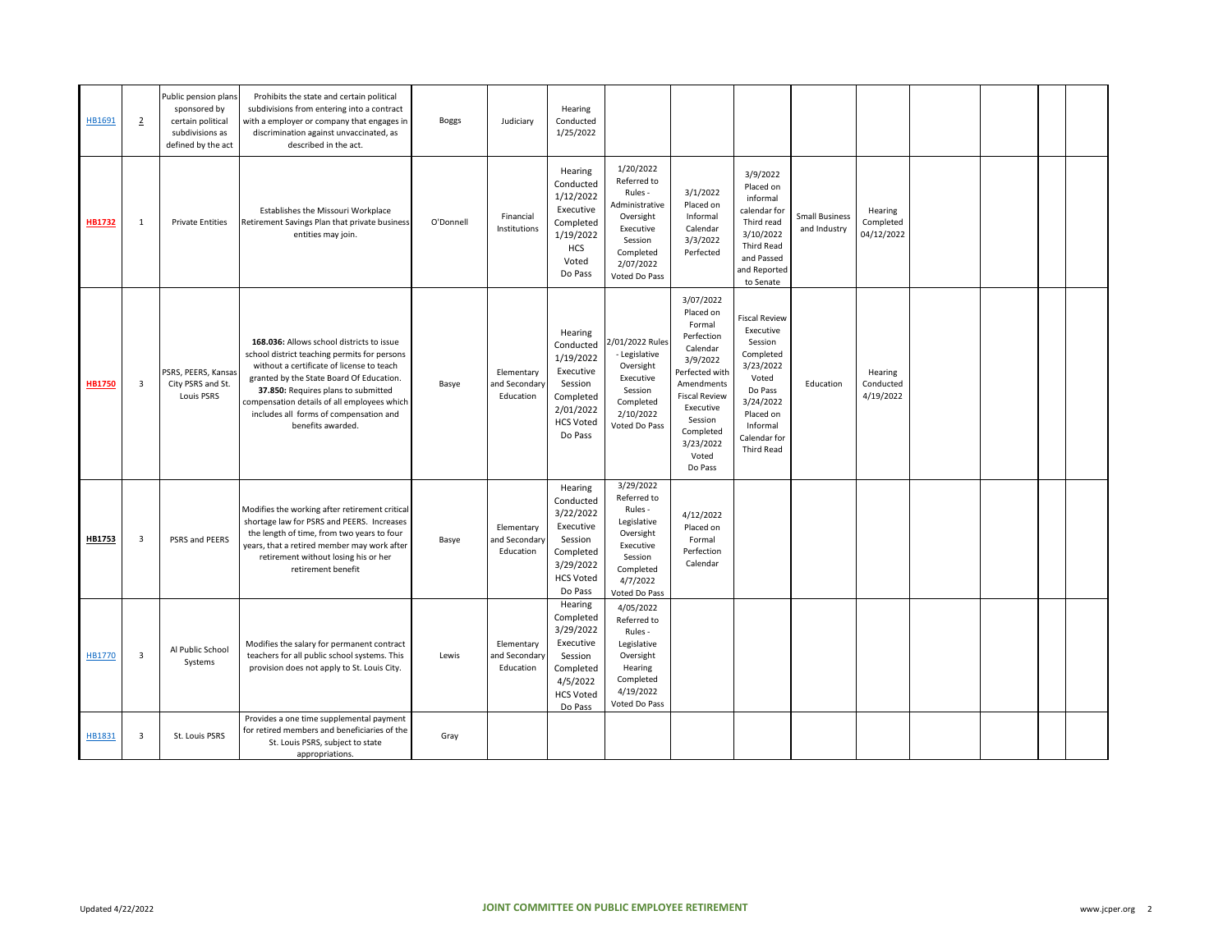| | | | | | | | | | | | | | | | |
|---|---|---|---|---|---|---|---|---|---|---|---|---|---|---|---|
| HB1691 | 2 | Public pension plans sponsored by certain political subdivisions as defined by the act | Prohibits the state and certain political subdivisions from entering into a contract with a employer or company that engages in discrimination against unvaccinated, as described in the act. | Boggs | Judiciary | Hearing Conducted 1/25/2022 | | | | | | | | | |
| **HB1732** | 1 | Private Entities | Establishes the Missouri Workplace Retirement Savings Plan that private business entities may join. | O'Donnell | Financial Institutions | Hearing Conducted 1/12/2022 Executive Completed 1/19/2022 HCS Voted Do Pass | 1/20/2022 Referred to Rules - Administrative Oversight Executive Session Completed 2/07/2022 Voted Do Pass | 3/1/2022 Placed on Informal Calendar 3/3/2022 Perfected | 3/9/2022 Placed on informal calendar for Third read 3/10/2022 Third Read and Passed and Reported to Senate | Small Business and Industry | Hearing Completed 04/12/2022 | | | | |
| **HB1750** | 3 | PSRS, PEERS, Kansas City PSRS and St. Louis PSRS | **168.036:** Allows school districts to issue school district teaching permits for persons without a certificate of license to teach granted by the State Board Of Education. **37.850:** Requires plans to submitted compensation details of all employees which includes all forms of compensation and benefits awarded. | Basye | Elementary and Secondary Education | Hearing Conducted 1/19/2022 Executive Session Completed 2/01/2022 HCS Voted Do Pass | 2/01/2022 Rules - Legislative Oversight Executive Session Completed 2/10/2022 Voted Do Pass | 3/07/2022 Placed on Formal Perfection Calendar 3/9/2022 Perfected with Amendments Fiscal Review Executive Session Completed 3/23/2022 Voted Do Pass | Fiscal Review Executive Session Completed 3/23/2022 Voted Do Pass 3/24/2022 Placed on Informal Calendar for Third Read | Education | Hearing Conducted 4/19/2022 | | | | |
| **HB1753** | 3 | PSRS and PEERS | Modifies the working after retirement critical shortage law for PSRS and PEERS. Increases the length of time, from two years to four years, that a retired member may work after retirement without losing his or her retirement benefit | Basye | Elementary and Secondary Education | Hearing Conducted 3/22/2022 Executive Session Completed 3/29/2022 HCS Voted Do Pass | 3/29/2022 Referred to Rules - Legislative Oversight Executive Session Completed 4/7/2022 Voted Do Pass | 4/12/2022 Placed on Formal Perfection Calendar | | | | | | | |
| HB1770 | 3 | Al Public School Systems | Modifies the salary for permanent contract teachers for all public school systems. This provision does not apply to St. Louis City. | Lewis | Elementary and Secondary Education | Hearing Completed 3/29/2022 Executive Session Completed 4/5/2022 HCS Voted Do Pass | 4/05/2022 Referred to Rules - Legislative Oversight Hearing Completed 4/19/2022 Voted Do Pass | | | | | | | | |
| HB1831 | 3 | St. Louis PSRS | Provides a one time supplemental payment for retired members and beneficiaries of the St. Louis PSRS, subject to state appropriations. | Gray | | | | | | | | | | | |

Updated 4/22/2022 **JOINT COMMITTEE ON PUBLIC EMPLOYEE RETIREMENT** www.jcper.org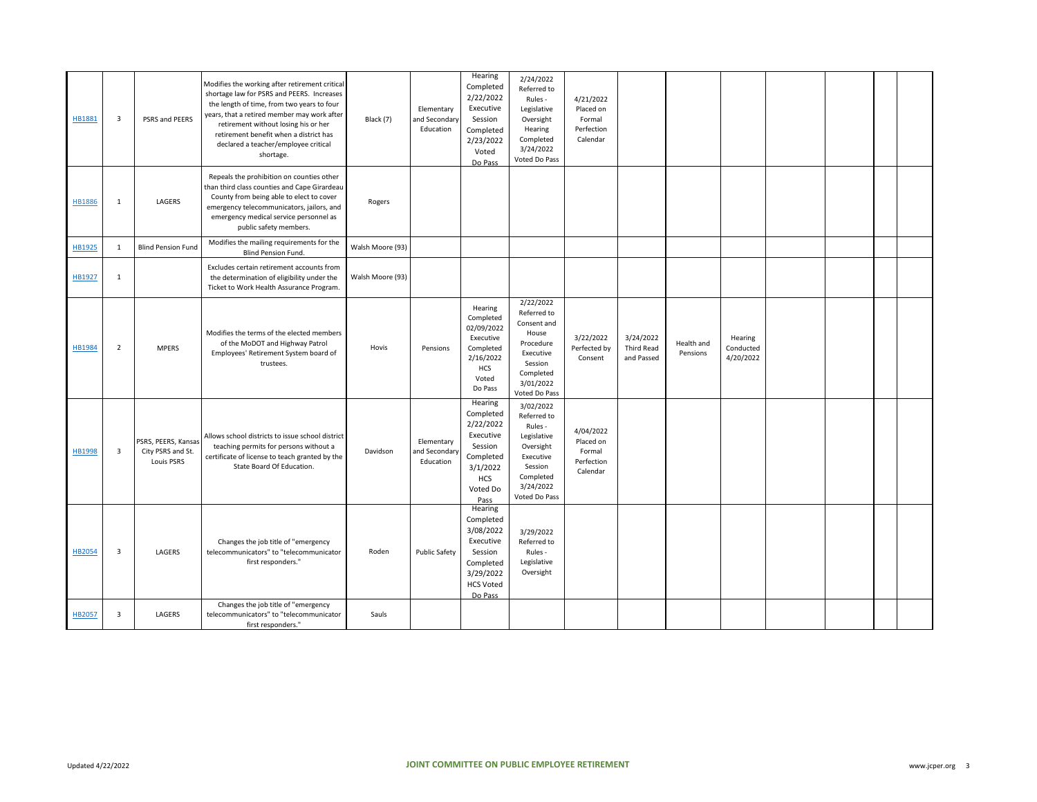| | | | | | | | | | | | | | | | |
|---|---|---|---|---|---|---|---|---|---|---|---|---|---|---|---|
| HB1881 | 3 | PSRS and PEERS | Modifies the working after retirement critical shortage law for PSRS and PEERS. Increases the length of time, from two years to four years, that a retired member may work after retirement without losing his or her retirement benefit when a district has declared a teacher/employee critical shortage. | Black (7) | Elementary and Secondary Education | Hearing Completed 2/22/2022 Executive Session Completed 2/23/2022 Voted Do Pass | 2/24/2022 Referred to Rules - Legislative Oversight Hearing Completed 3/24/2022 Voted Do Pass | 4/21/2022 Placed on Formal Perfection Calendar | | | | | | | |
| HB1886 | 1 | LAGERS | Repeals the prohibition on counties other than third class counties and Cape Girardeau County from being able to elect to cover emergency telecommunicators, jailors, and emergency medical service personnel as public safety members. | Rogers | | | | | | | | | | | |
| HB1925 | 1 | Blind Pension Fund | Modifies the mailing requirements for the Blind Pension Fund. | Walsh Moore (93) | | | | | | | | | | | |
| HB1927 | 1 | | Excludes certain retirement accounts from the determination of eligibility under the Ticket to Work Health Assurance Program. | Walsh Moore (93) | | | | | | | | | | | |
| HB1984 | 2 | MPERS | Modifies the terms of the elected members of the MoDOT and Highway Patrol Employees' Retirement System board of trustees. | Hovis | Pensions | Hearing Completed 02/09/2022 Executive Session Completed 2/16/2022 HCS Voted Do Pass | 2/22/2022 Referred to Consent and House Procedure Executive Session Completed 3/01/2022 Voted Do Pass | 3/22/2022 Perfected by Consent | 3/24/2022 Third Read and Passed | Health and Pensions | Hearing Conducted 4/20/2022 | | | | |
| HB1998 | 3 | PSRS, PEERS, Kansas City PSRS and St. Louis PSRS | Allows school districts to issue school district teaching permits for persons without a certificate of license to teach granted by the State Board Of Education. | Davidson | Elementary and Secondary Education | Hearing Completed 2/22/2022 Executive Session Completed 3/1/2022 HCS Voted Do Pass | 3/02/2022 Referred to Rules - Legislative Oversight Executive Session Completed 3/24/2022 Voted Do Pass | 4/04/2022 Placed on Formal Perfection Calendar | | | | | | | |
| HB2054 | 3 | LAGERS | Changes the job title of "emergency telecommunicators" to "telecommunicator first responders." | Roden | Public Safety | Hearing Completed 3/08/2022 Executive Session Completed 3/29/2022 HCS Voted Do Pass | 3/29/2022 Referred to Rules - Legislative Oversight | | | | | | | | |
| HB2057 | 3 | LAGERS | Changes the job title of "emergency telecommunicators" to "telecommunicator first responders." | Sauls | | | | | | | | | | | |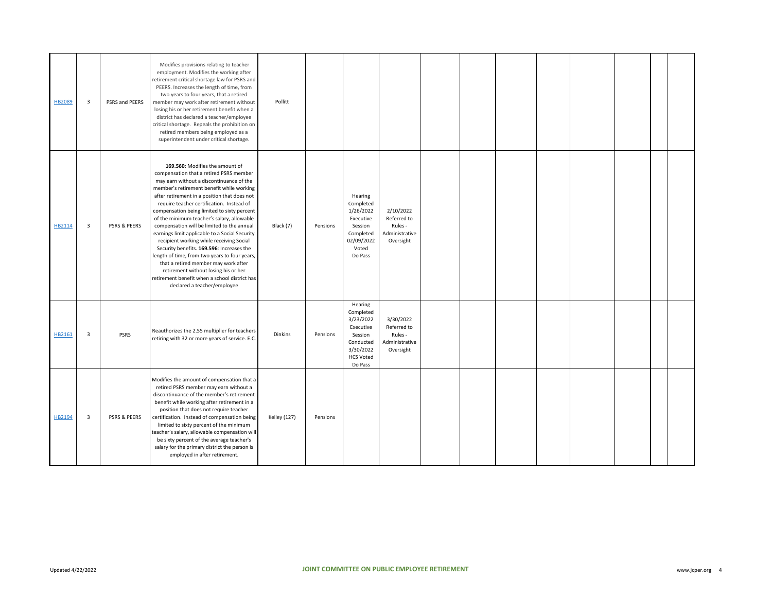| | | | | | | | | | | | | | | | |
|---|---|---|---|---|---|---|---|---|---|---|---|---|---|---|---|
| HB2089 | 3 | PSRS and PEERS | Modifies provisions relating to teacher employment. Modifies the working after retirement critical shortage law for PSRS and PEERS. Increases the length of time, from two years to four years, that a retired member may work after retirement without losing his or her retirement benefit when a district has declared a teacher/employee critical shortage. Repeals the prohibition on retired members being employed as a superintendent under critical shortage. | Pollitt | | | | | | | | | | | |
| HB2114 | 3 | PSRS & PEERS | **169.560**: Modifies the amount of compensation that a retired PSRS member may earn without a discontinuance of the member's retirement benefit while working after retirement in a position that does not require teacher certification. Instead of compensation being limited to sixty percent of the minimum teacher's salary, allowable compensation will be limited to the annual earnings limit applicable to a Social Security recipient working while receiving Social Security benefits. **169.596**: Increases the length of time, from two years to four years, that a retired member may work after retirement without losing his or her retirement benefit when a school district has declared a teacher/employee | Black (7) | Pensions | Hearing Completed 1/26/2022 Executive Session Completed 02/09/2022 Voted Do Pass | 2/10/2022 Referred to Rules - Administrative Oversight | | | | | | | | |
| HB2161 | 3 | PSRS | Reauthorizes the 2.55 multiplier for teachers retiring with 32 or more years of service. E.C. | Dinkins | Pensions | Hearing Completed 3/23/2022 Executive Session Conducted 3/30/2022 HCS Voted Do Pass | 3/30/2022 Referred to Rules - Administrative Oversight | | | | | | | | |
| HB2194 | 3 | PSRS & PEERS | Modifies the amount of compensation that a retired PSRS member may earn without a discontinuance of the member's retirement benefit while working after retirement in a position that does not require teacher certification. Instead of compensation being limited to sixty percent of the minimum teacher's salary, allowable compensation will be sixty percent of the average teacher's salary for the primary district the person is employed in after retirement. | Kelley (127) | Pensions | | | | | | | | | | |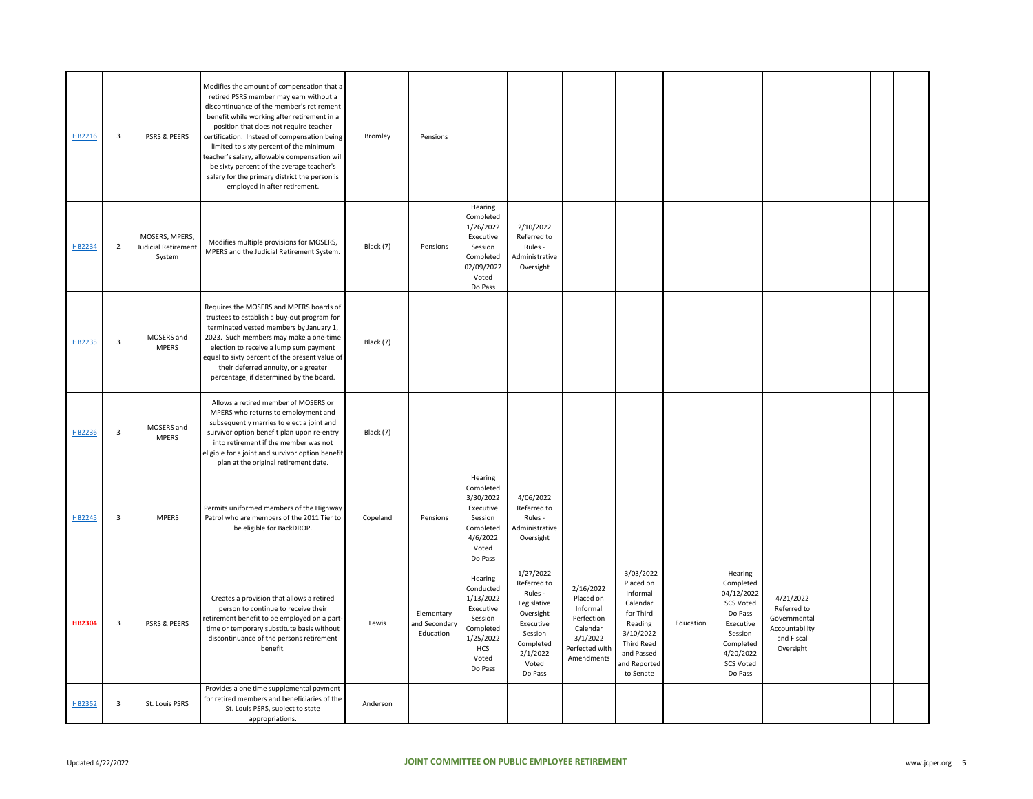| | | | | | | | | | | | | | | | |
|---|---|---|---|---|---|---|---|---|---|---|---|---|---|---|---|
| HB2216 | 3 | PSRS & PEERS | Modifies the amount of compensation that a retired PSRS member may earn without a discontinuance of the member's retirement benefit while working after retirement in a position that does not require teacher certification. Instead of compensation being limited to sixty percent of the minimum teacher's salary, allowable compensation will be sixty percent of the average teacher's salary for the primary district the person is employed in after retirement. | Bromley | Pensions | | | | | | | | | | |
| HB2234 | 2 | MOSERS, MPERS, Judicial Retirement System | Modifies multiple provisions for MOSERS, MPERS and the Judicial Retirement System. | Black (7) | Pensions | Hearing Completed 1/26/2022 Executive Session Completed 02/09/2022 Voted Do Pass | 2/10/2022 Referred to Rules - Administrative Oversight | | | | | | | | |
| HB2235 | 3 | MOSERS and MPERS | Requires the MOSERS and MPERS boards of trustees to establish a buy-out program for terminated vested members by January 1, 2023. Such members may make a one-time election to receive a lump sum payment equal to sixty percent of the present value of their deferred annuity, or a greater percentage, if determined by the board. | Black (7) | | | | | | | | | | | |
| HB2236 | 3 | MOSERS and MPERS | Allows a retired member of MOSERS or MPERS who returns to employment and subsequently marries to elect a joint and survivor option benefit plan upon re-entry into retirement if the member was not eligible for a joint and survivor option benefit plan at the original retirement date. | Black (7) | | | | | | | | | | | |
| HB2245 | 3 | MPERS | Permits uniformed members of the Highway Patrol who are members of the 2011 Tier to be eligible for BackDROP. | Copeland | Pensions | Hearing Completed 3/30/2022 Executive Session Completed 4/6/2022 Voted Do Pass | 4/06/2022 Referred to Rules - Administrative Oversight | | | | | | | | |
| **HB2304** | 3 | PSRS & PEERS | Creates a provision that allows a retired person to continue to receive their retirement benefit to be employed on a part-time or temporary substitute basis without discontinuance of the persons retirement benefit. | Lewis | Elementary and Secondary Education | Hearing Conducted 1/13/2022 Executive Session Completed 1/25/2022 HCS Voted Do Pass | 1/27/2022 Referred to Rules - Legislative Oversight Executive Session Completed 2/1/2022 Voted Do Pass | 2/16/2022 Placed on Informal Perfection Calendar 3/1/2022 Perfected with Amendments | 3/03/2022 Placed on Informal Calendar for Third Reading 3/10/2022 Third Read and Passed and Reported to Senate | Education | Hearing Completed 04/12/2022 SCS Voted Do Pass Executive Session Completed 4/20/2022 SCS Voted Do Pass | 4/21/2022 Referred to Governmental Accountability and Fiscal Oversight | | | |
| HB2352 | 3 | St. Louis PSRS | Provides a one time supplemental payment for retired members and beneficiaries of the St. Louis PSRS, subject to state appropriations. | Anderson | | | | | | | | | | | |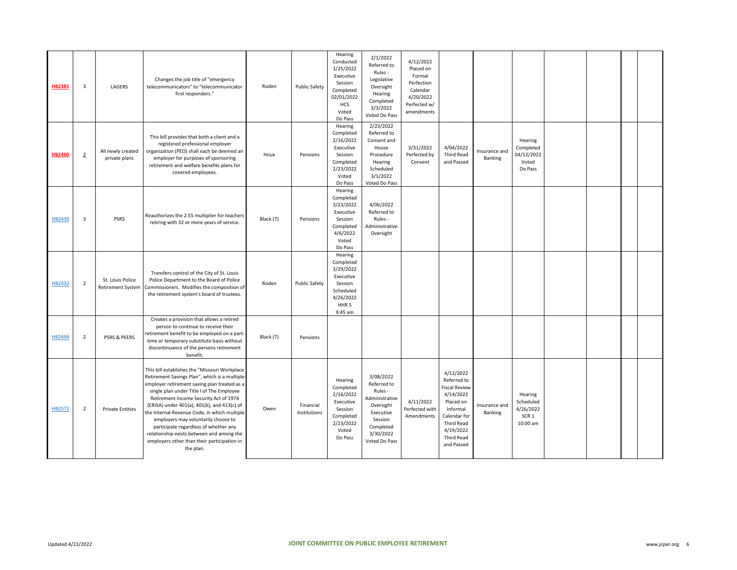| | | | | | | | | | | | | | | | |
|---|---|---|---|---|---|---|---|---|---|---|---|---|---|---|---|
| **HB2381** | 3 | LAGERS | Changes the job title of "emergency telecommunicators" to "telecommunicator first responders." | Roden | Public Safety | Hearing Conducted 1/25/2022 Executive Session Completed 02/01/2022 HCS Voted Do Pass | 2/1/2022 Referred to Rules - Legislative Oversight Hearing Completed 3/3/2022 Voted Do Pass | 4/12/2022 Placed on Formal Perfection Calendar 4/20/2022 Perfected w/ amendments | | | | | | | |
| **HB2400** | 2 | All newly created private plans | This bill provides that both a client and a registered professional employer organization (PEO) shall each be deemed an employer for purposes of sponsoring retirement and welfare benefits plans for covered employees. | Houx | Pensions | Hearing Completed 2/16/2022 Executive Session Completed 2/23/2022 Voted Do Pass | 2/23/2022 Referred to Consent and House Procedure Hearing Scheduled 3/1/2022 Voted Do Pass | 3/31/2022 Perfected by Consent | 4/04/2022 Third Read and Passed | Insurance and Banking | Hearing Completed 04/12/2022 Voted Do Pass | | | | |
| HB2430 | 3 | PSRS | Reauthorizes the 2.55 multiplier for teachers retiring with 32 or more years of service. | Black (7) | Pensions | Hearing Completed 3/23/2022 Executive Session Completed 4/6/2022 Voted Do Pass | 4/06/2022 Referred to Rules - Administrative Oversight | | | | | | | | |
| HB2432 | 2 | St. Louis Police Retirement System | Transfers control of the City of St. Louis Police Department to the Board of Police Commissioners. Modifies the composition of the retirement system's board of trustees. | Roden | Public Safety | Hearing Completed 3/29/2022 Executive Session Scheduled 4/26/2022 HHR 5 9:45 am | | | | | | | | | |
| HB2494 | 2 | PSRS & PEERS | Creates a provision that allows a retired person to continue to receive their retirement benefit to be employed on a part-time or temporary substitute basis without discontinuance of the persons retirement benefit. | Black (7) | Pensions | | | | | | | | | | |
| HB2571 | 2 | Private Entities | This bill establishes the "Missouri Workplace Retirement Savings Plan", which is a multiple-employer retirement saving plan treated as a single plan under Title I of The Employee Retirement Income Security Act of 1974 (ERISA) under 401(a), 401(k), and 413(c) of the Internal Revenue Code, in which multiple employers may voluntarily choose to participate regardless of whether any relationship exists between and among the employers other than their participation in the plan. | Owen | Financial Institutions | Hearing Completed 2/16/2022 Executive Session Completed 2/23/2022 Voted Do Pass | 3/08/2022 Referred to Rules - Administrative Oversight Executive Session Completed 3/30/2022 Voted Do Pass | 4/11/2022 Perfected with Amendments | 4/12/2022 Referred to Fiscal Review 4/14/2022 Placed on Informal Calendar for Third Read 4/19/2022 Third Read and Passed | Insurance and Banking | Hearing Scheduled 4/26/2022 SCR 1 10:00 am | | | | |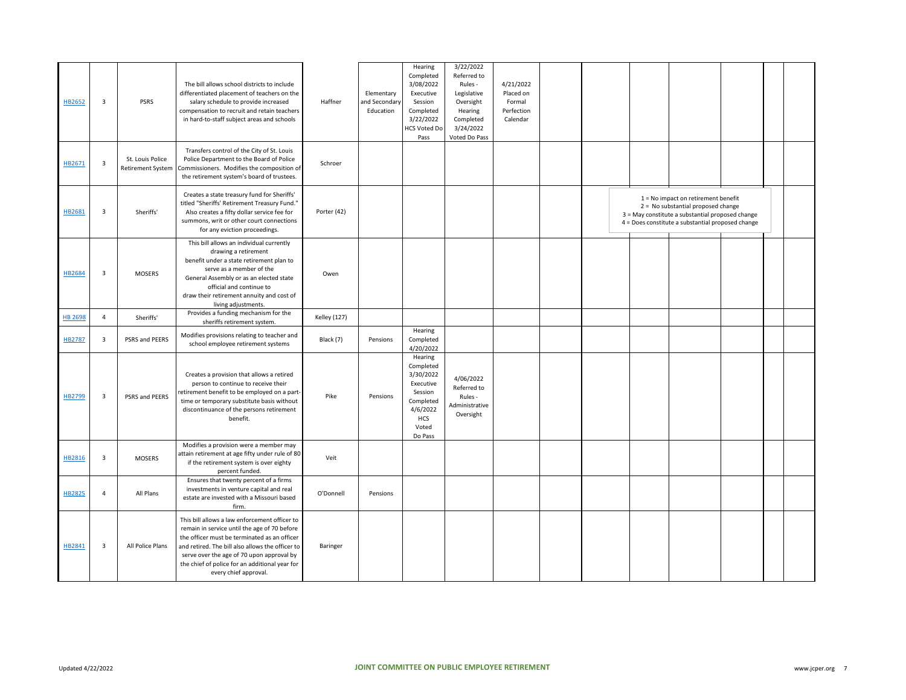| | | | | | | | | | | | | | | | |
|---|---|---|---|---|---|---|---|---|---|---|---|---|---|---|---|
| HB2652 | 3 | PSRS | The bill allows school districts to include differentiated placement of teachers on the salary schedule to provide increased compensation to recruit and retain teachers in hard-to-staff subject areas and schools | Haffner | Elementary and Secondary Education | Hearing Completed 3/08/2022 Executive Session Completed 3/22/2022 HCS Voted Do Pass | 3/22/2022 Referred to Rules - Legislative Oversight Hearing Completed 3/24/2022 Voted Do Pass | 4/21/2022 Placed on Formal Perfection Calendar | | | | | | | |
| HB2671 | 3 | St. Louis Police Retirement System | Transfers control of the City of St. Louis Police Department to the Board of Police Commissioners. Modifies the composition of the retirement system's board of trustees. | Schroer | | | | | | | | | | | |
| HB2681 | 3 | Sheriffs' | Creates a state treasury fund for Sheriffs' titled "Sheriffs' Retirement Treasury Fund." Also creates a fifty dollar service fee for summons, writ or other court connections for any eviction proceedings. | Porter (42) | | | | | | | | | | | |
| HB2684 | 3 | MOSERS | This bill allows an individual currently drawing a retirement benefit under a state retirement plan to serve as a member of the General Assembly or as an elected state official and continue to draw their retirement annuity and cost of living adjustments. | Owen | | | | | | | | | | | |
| HB 2698 | 4 | Sheriffs' | Provides a funding mechanism for the sheriffs retirement system. | Kelley (127) | | | | | | | | | | | |
| HB2787 | 3 | PSRS and PEERS | Modifies provisions relating to teacher and school employee retirement systems | Black (7) | Pensions | Hearing Completed 4/20/2022 | | | | | | | | | |
| HB2799 | 3 | PSRS and PEERS | Creates a provision that allows a retired person to continue to receive their retirement benefit to be employed on a part-time or temporary substitute basis without discontinuance of the persons retirement benefit. | Pike | Pensions | Hearing Completed 3/30/2022 Executive Session Completed 4/6/2022 HCS Voted Do Pass | 4/06/2022 Referred to Rules - Administrative Oversight | | | | | | | | |
| HB2816 | 3 | MOSERS | Modifies a provision were a member may attain retirement at age fifty under rule of 80 if the retirement system is over eighty percent funded. | Veit | | | | | | | | | | | |
| HB2825 | 4 | All Plans | Ensures that twenty percent of a firms investments in venture capital and real estate are invested with a Missouri based firm. | O'Donnell | Pensions | | | | | | | | | | |
| HB2841 | 3 | All Police Plans | This bill allows a law enforcement officer to remain in service until the age of 70 before the officer must be terminated as an officer and retired. The bill also allows the officer to serve over the age of 70 upon approval by the chief of police for an additional year for every chief approval. | Baringer | | | | | | | | | | | |

1 = No impact on retirement benefit
2 = No substantial proposed change
3 = May constitute a substantial proposed change
4 = Does constitute a substantial proposed change

Updated 4/22/2022 — JOINT COMMITTEE ON PUBLIC EMPLOYEE RETIREMENT — www.jcper.org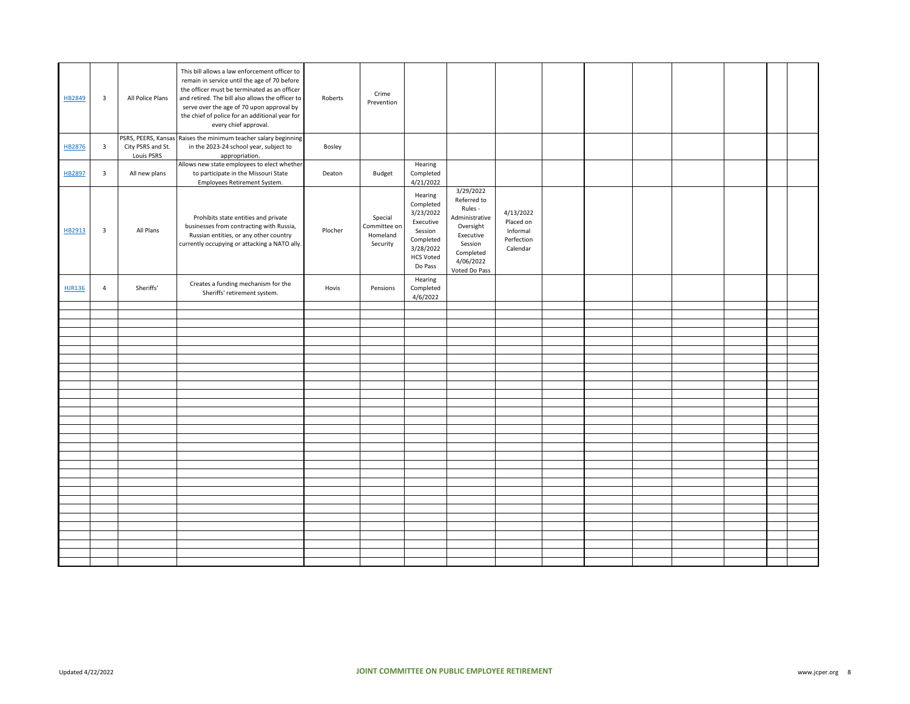| | | | | | | | | | | | | | | | |
|---|---|---|---|---|---|---|---|---|---|---|---|---|---|---|---|
| HB2849 | 3 | All Police Plans | This bill allows a law enforcement officer to remain in service until the age of 70 before the officer must be terminated as an officer and retired. The bill also allows the officer to serve over the age of 70 upon approval by the chief of police for an additional year for every chief approval. | Roberts | Crime Prevention | | | | | | | | | | |
| HB2876 | 3 | PSRS, PEERS, Kansas City PSRS and St. Louis PSRS | Raises the minimum teacher salary beginning in the 2023-24 school year, subject to appropriation. | Bosley | | | | | | | | | | | |
| HB2897 | 3 | All new plans | Allows new state employees to elect whether to participate in the Missouri State Employees Retirement System. | Deaton | Budget | Hearing Completed 4/21/2022 | | | | | | | | | |
| HB2913 | 3 | All Plans | Prohibits state entities and private businesses from contracting with Russia, Russian entities, or any other country currently occupying or attacking a NATO ally. | Plocher | Special Committee on Homeland Security | Hearing Completed 3/23/2022 Executive Session Completed 3/28/2022 HCS Voted Do Pass | 3/29/2022 Referred to Rules - Administrative Oversight Executive Session Completed 4/06/2022 Voted Do Pass | 4/13/2022 Placed on Informal Perfection Calendar | | | | | | | |
| HJR136 | 4 | Sheriffs' | Creates a funding mechanism for the Sheriffs' retirement system. | Hovis | Pensions | Hearing Completed 4/6/2022 | | | | | | | | | |